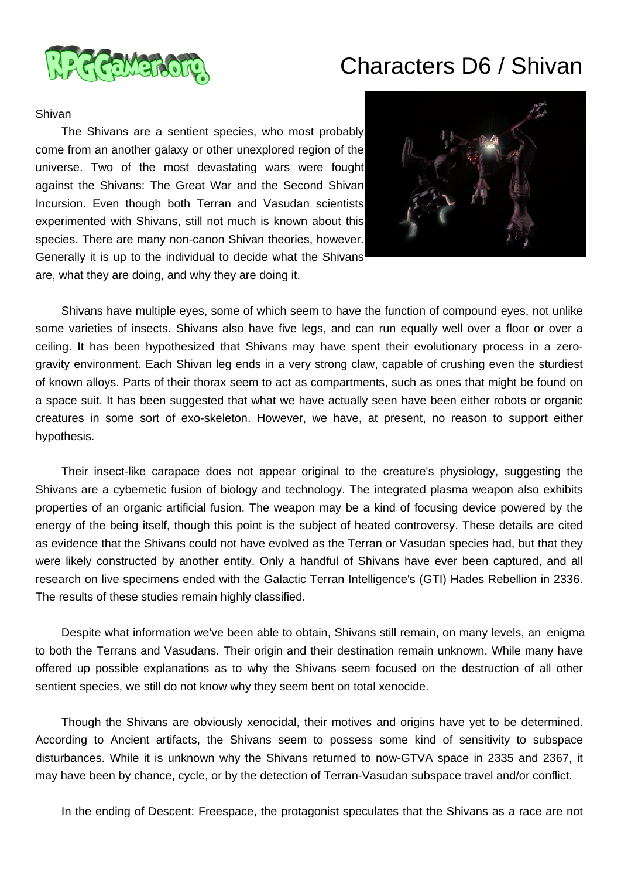# Characters D6 / Shivan

Shivan

The Shivans are a sentient species, who most probably come from an another galaxy or other unexplored region of the universe. Two of the most devastating wars were fought against the Shivans: The Great War and the Second Shivan Incursion. Even though both Terran and Vasudan scientists experimented with Shivans, still not much is known about this species. There are many non-canon Shivan theories, however. Generally it is up to the individual to decide what the Shivans are, what they are doing, and why they are doing it.

Shivans have multiple eyes, some of which seem to have the function of compound eyes, not unlike some varieties of insects. Shivans also have five legs, and can run equally well over a floor or over a ceiling. It has been hypothesized that Shivans may have spent their evolutionary process in a zero-gravity environment. Each Shivan leg ends in a very strong claw, capable of crushing even the sturdiest of known alloys. Parts of their thorax seem to act as compartments, such as ones that might be found on a space suit. It has been suggested that what we have actually seen have been either robots or organic creatures in some sort of exo-skeleton. However, we have, at present, no reason to support either hypothesis.

Their insect-like carapace does not appear original to the creature's physiology, suggesting the Shivans are a cybernetic fusion of biology and technology. The integrated plasma weapon also exhibits properties of an organic artificial fusion. The weapon may be a kind of focusing device powered by the energy of the being itself, though this point is the subject of heated controversy. These details are cited as evidence that the Shivans could not have evolved as the Terran or Vasudan species had, but that they were likely constructed by another entity. Only a handful of Shivans have ever been captured, and all research on live specimens ended with the Galactic Terran Intelligence's (GTI) Hades Rebellion in 2336. The results of these studies remain highly classified.

Despite what information we've been able to obtain, Shivans still remain, on many levels, an enigma to both the Terrans and Vasudans. Their origin and their destination remain unknown. While many have offered up possible explanations as to why the Shivans seem focused on the destruction of all other sentient species, we still do not know why they seem bent on total xenocide.

Though the Shivans are obviously xenocidal, their motives and origins have yet to be determined. According to Ancient artifacts, the Shivans seem to possess some kind of sensitivity to subspace disturbances. While it is unknown why the Shivans returned to now-GTVA space in 2335 and 2367, it may have been by chance, cycle, or by the detection of Terran-Vasudan subspace travel and/or conflict.

In the ending of Descent: Freespace, the protagonist speculates that the Shivans as a race are not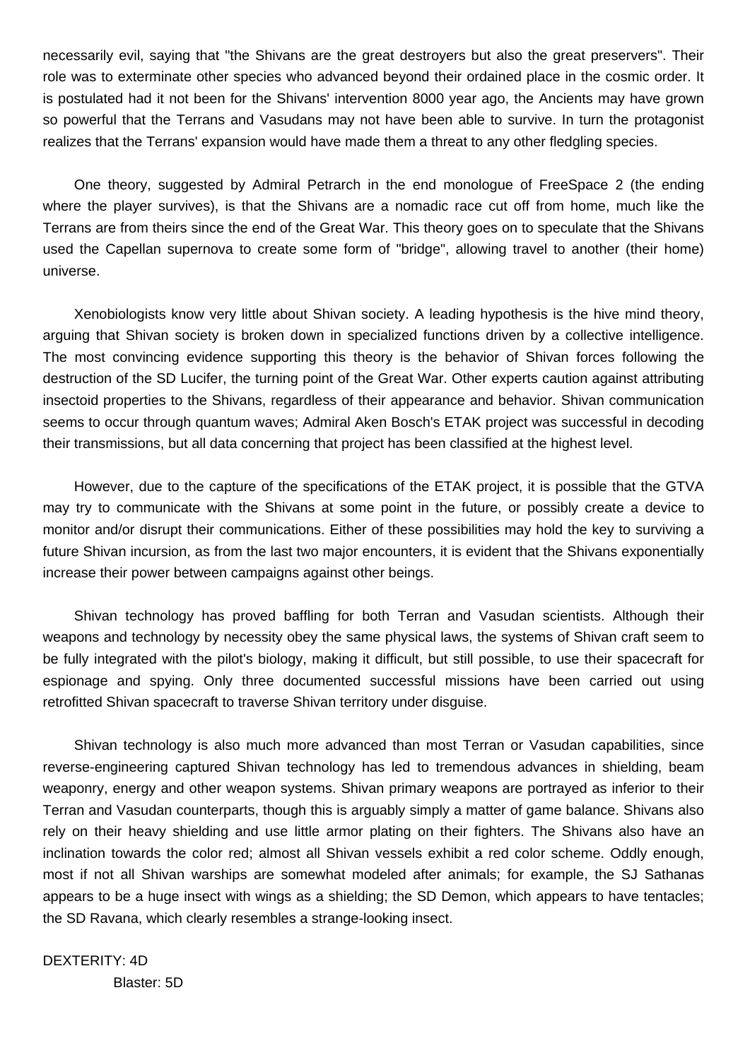necessarily evil, saying that "the Shivans are the great destroyers but also the great preservers". Their role was to exterminate other species who advanced beyond their ordained place in the cosmic order. It is postulated had it not been for the Shivans' intervention 8000 year ago, the Ancients may have grown so powerful that the Terrans and Vasudans may not have been able to survive. In turn the protagonist realizes that the Terrans' expansion would have made them a threat to any other fledgling species.

One theory, suggested by Admiral Petrarch in the end monologue of FreeSpace 2 (the ending where the player survives), is that the Shivans are a nomadic race cut off from home, much like the Terrans are from theirs since the end of the Great War. This theory goes on to speculate that the Shivans used the Capellan supernova to create some form of "bridge", allowing travel to another (their home) universe.

Xenobiologists know very little about Shivan society. A leading hypothesis is the hive mind theory, arguing that Shivan society is broken down in specialized functions driven by a collective intelligence. The most convincing evidence supporting this theory is the behavior of Shivan forces following the destruction of the SD Lucifer, the turning point of the Great War. Other experts caution against attributing insectoid properties to the Shivans, regardless of their appearance and behavior. Shivan communication seems to occur through quantum waves; Admiral Aken Bosch's ETAK project was successful in decoding their transmissions, but all data concerning that project has been classified at the highest level.

However, due to the capture of the specifications of the ETAK project, it is possible that the GTVA may try to communicate with the Shivans at some point in the future, or possibly create a device to monitor and/or disrupt their communications. Either of these possibilities may hold the key to surviving a future Shivan incursion, as from the last two major encounters, it is evident that the Shivans exponentially increase their power between campaigns against other beings.

Shivan technology has proved baffling for both Terran and Vasudan scientists. Although their weapons and technology by necessity obey the same physical laws, the systems of Shivan craft seem to be fully integrated with the pilot's biology, making it difficult, but still possible, to use their spacecraft for espionage and spying. Only three documented successful missions have been carried out using retrofitted Shivan spacecraft to traverse Shivan territory under disguise.

Shivan technology is also much more advanced than most Terran or Vasudan capabilities, since reverse-engineering captured Shivan technology has led to tremendous advances in shielding, beam weaponry, energy and other weapon systems. Shivan primary weapons are portrayed as inferior to their Terran and Vasudan counterparts, though this is arguably simply a matter of game balance. Shivans also rely on their heavy shielding and use little armor plating on their fighters. The Shivans also have an inclination towards the color red; almost all Shivan vessels exhibit a red color scheme. Oddly enough, most if not all Shivan warships are somewhat modeled after animals; for example, the SJ Sathanas appears to be a huge insect with wings as a shielding; the SD Demon, which appears to have tentacles; the SD Ravana, which clearly resembles a strange-looking insect.

DEXTERITY: 4D
    Blaster: 5D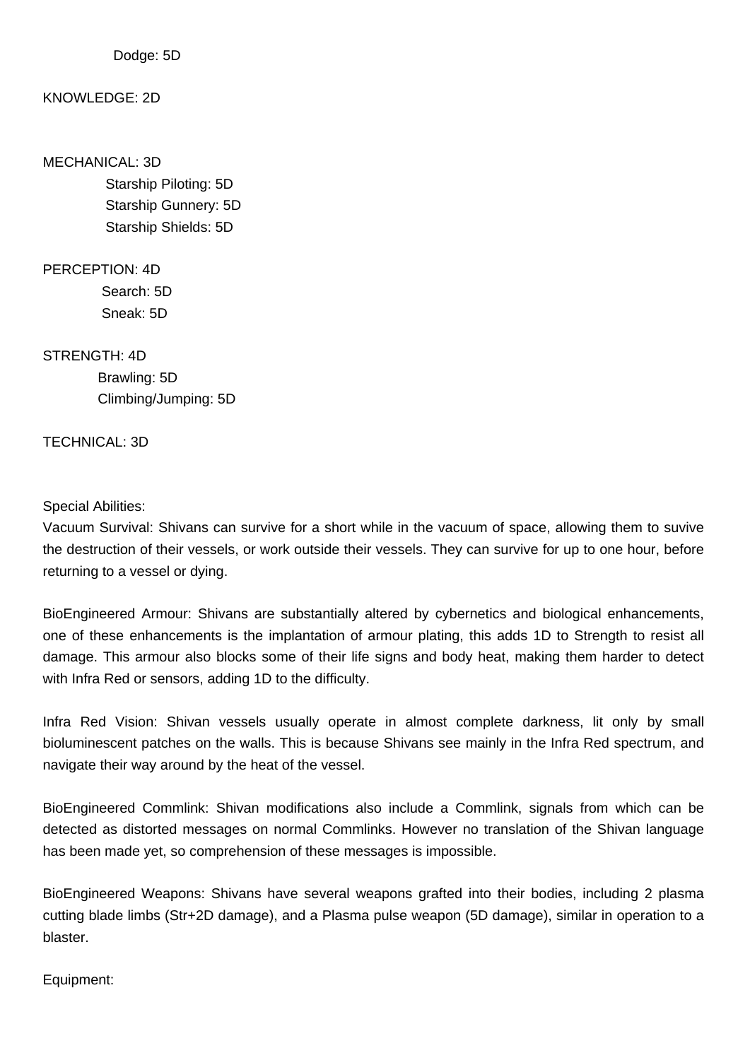Dodge: 5D

KNOWLEDGE: 2D

MECHANICAL: 3D
Starship Piloting: 5D
Starship Gunnery: 5D
Starship Shields: 5D

PERCEPTION: 4D
Search: 5D
Sneak: 5D

STRENGTH: 4D
Brawling: 5D
Climbing/Jumping: 5D

TECHNICAL: 3D

Special Abilities:
Vacuum Survival: Shivans can survive for a short while in the vacuum of space, allowing them to suvive the destruction of their vessels, or work outside their vessels. They can survive for up to one hour, before returning to a vessel or dying.

BioEngineered Armour: Shivans are substantially altered by cybernetics and biological enhancements, one of these enhancements is the implantation of armour plating, this adds 1D to Strength to resist all damage. This armour also blocks some of their life signs and body heat, making them harder to detect with Infra Red or sensors, adding 1D to the difficulty.

Infra Red Vision: Shivan vessels usually operate in almost complete darkness, lit only by small bioluminescent patches on the walls. This is because Shivans see mainly in the Infra Red spectrum, and navigate their way around by the heat of the vessel.

BioEngineered Commlink: Shivan modifications also include a Commlink, signals from which can be detected as distorted messages on normal Commlinks. However no translation of the Shivan language has been made yet, so comprehension of these messages is impossible.

BioEngineered Weapons: Shivans have several weapons grafted into their bodies, including 2 plasma cutting blade limbs (Str+2D damage), and a Plasma pulse weapon (5D damage), similar in operation to a blaster.

Equipment: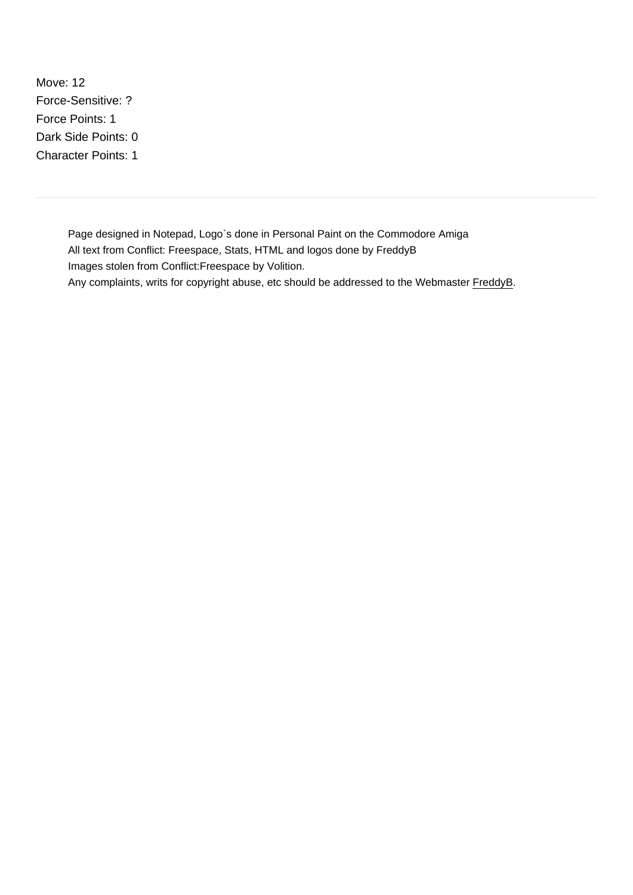Move: 12
Force-Sensitive: ?
Force Points: 1
Dark Side Points: 0
Character Points: 1

---

Page designed in Notepad, Logo`s done in Personal Paint on the Commodore Amiga
All text from Conflict: Freespace, Stats, HTML and logos done by FreddyB
Images stolen from Conflict:Freespace by Volition.
Any complaints, writs for copyright abuse, etc should be addressed to the Webmaster FreddyB.